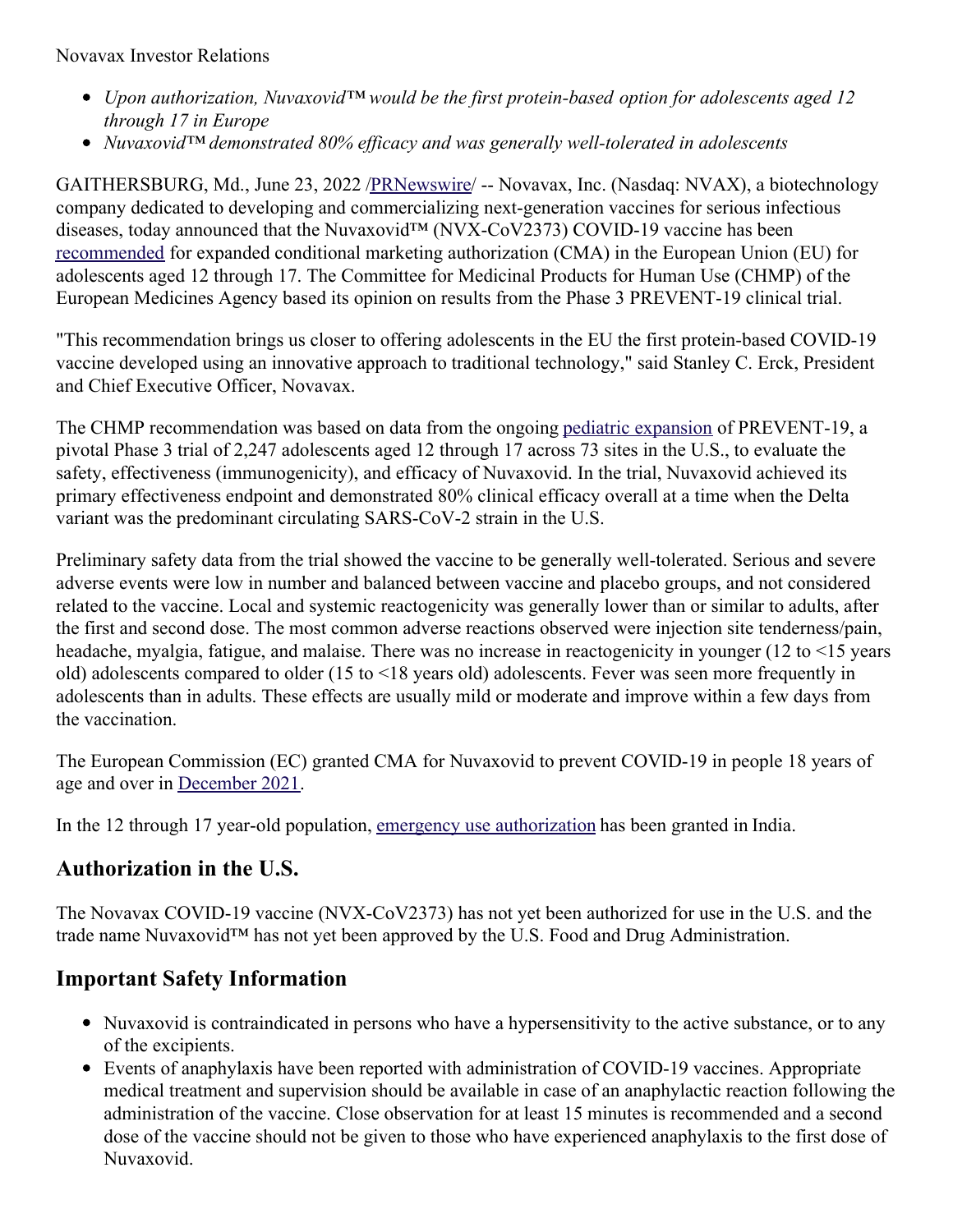Novavax Investor Relations

- *Upon authorization, Nuvaxovid™ would be the first protein-based option for adolescents aged 12 through 17 in Europe*
- *Nuvaxovid™ demonstrated 80% efficacy and was generally well-tolerated in adolescents*

GAITHERSBURG, Md., June 23, 2022 /PRNewswire/ -- Novavax, Inc. (Nasdaq: NVAX), a biotechnology company dedicated to developing and commercializing next-generation vaccines for serious infectious diseases, today announced that the Nuvaxovid™ (NVX-CoV2373) COVID-19 vaccine has been recommended for expanded conditional marketing authorization (CMA) in the European Union (EU) for adolescents aged 12 through 17. The Committee for Medicinal Products for Human Use (CHMP) of the European Medicines Agency based its opinion on results from the Phase 3 PREVENT-19 clinical trial.

"This recommendation brings us closer to offering adolescents in the EU the first protein-based COVID-19 vaccine developed using an innovative approach to traditional technology," said Stanley C. Erck, President and Chief Executive Officer, Novavax.

The CHMP recommendation was based on data from the ongoing pediatric expansion of PREVENT-19, a pivotal Phase 3 trial of 2,247 adolescents aged 12 through 17 across 73 sites in the U.S., to evaluate the safety, effectiveness (immunogenicity), and efficacy of Nuvaxovid. In the trial, Nuvaxovid achieved its primary effectiveness endpoint and demonstrated 80% clinical efficacy overall at a time when the Delta variant was the predominant circulating SARS-CoV-2 strain in the U.S.

Preliminary safety data from the trial showed the vaccine to be generally well-tolerated. Serious and severe adverse events were low in number and balanced between vaccine and placebo groups, and not considered related to the vaccine. Local and systemic reactogenicity was generally lower than or similar to adults, after the first and second dose. The most common adverse reactions observed were injection site tenderness/pain, headache, myalgia, fatigue, and malaise. There was no increase in reactogenicity in younger (12 to <15 years old) adolescents compared to older (15 to <18 years old) adolescents. Fever was seen more frequently in adolescents than in adults. These effects are usually mild or moderate and improve within a few days from the vaccination.

The European Commission (EC) granted CMA for Nuvaxovid to prevent COVID-19 in people 18 years of age and over in December 2021.

In the 12 through 17 year-old population, emergency use authorization has been granted in India.

## Authorization in the U.S.

The Novavax COVID-19 vaccine (NVX-CoV2373) has not yet been authorized for use in the U.S. and the trade name Nuvaxovid™ has not yet been approved by the U.S. Food and Drug Administration.

## Important Safety Information

- Nuvaxovid is contraindicated in persons who have a hypersensitivity to the active substance, or to any of the excipients.
- Events of anaphylaxis have been reported with administration of COVID-19 vaccines. Appropriate medical treatment and supervision should be available in case of an anaphylactic reaction following the administration of the vaccine. Close observation for at least 15 minutes is recommended and a second dose of the vaccine should not be given to those who have experienced anaphylaxis to the first dose of Nuvaxovid.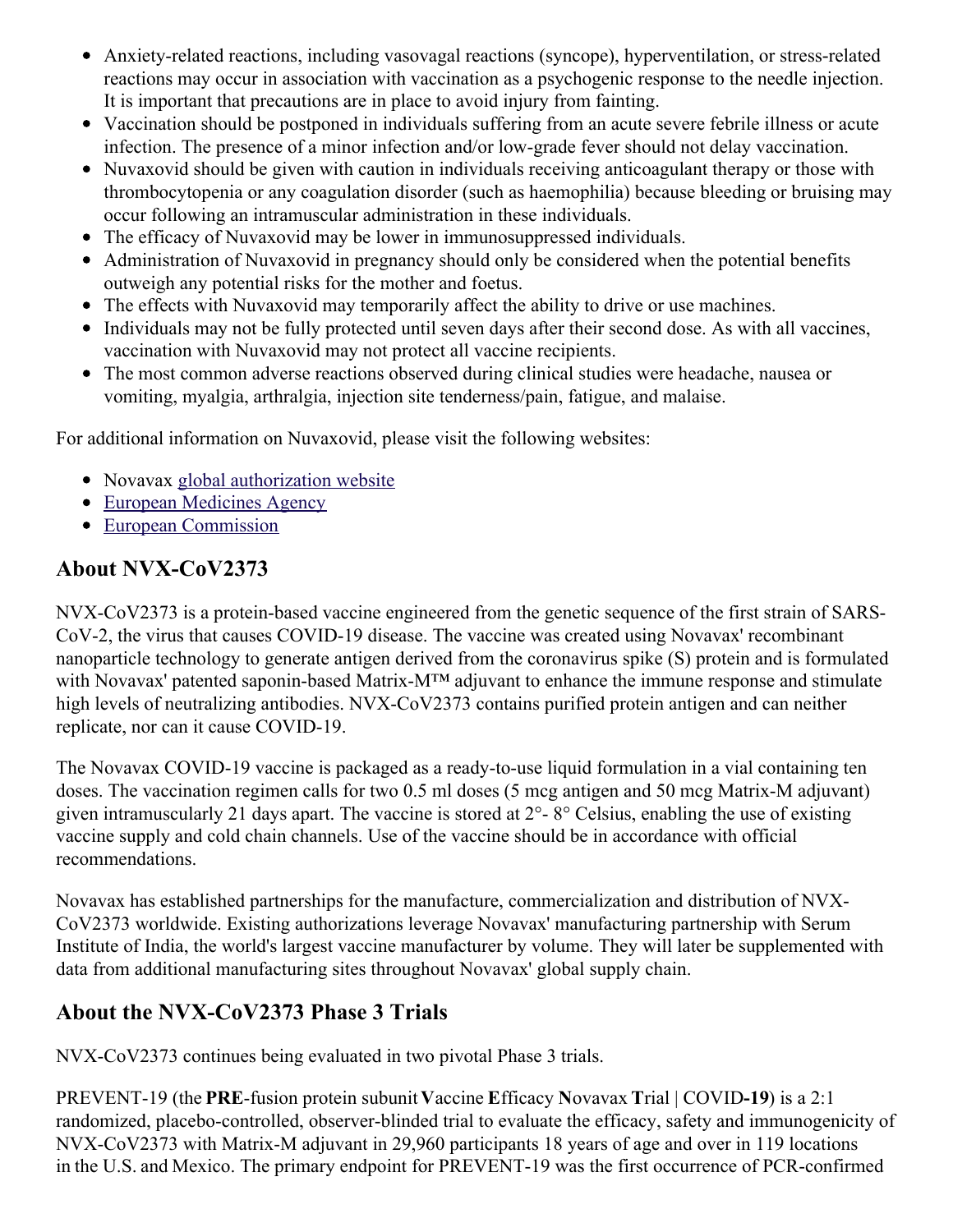- Anxiety-related reactions, including vasovagal reactions (syncope), hyperventilation, or stress-related reactions may occur in association with vaccination as a psychogenic response to the needle injection. It is important that precautions are in place to avoid injury from fainting.
- Vaccination should be postponed in individuals suffering from an acute severe febrile illness or acute infection. The presence of a minor infection and/or low-grade fever should not delay vaccination.
- Nuvaxovid should be given with caution in individuals receiving anticoagulant therapy or those with thrombocytopenia or any coagulation disorder (such as haemophilia) because bleeding or bruising may occur following an intramuscular administration in these individuals.
- The efficacy of Nuvaxovid may be lower in immunosuppressed individuals.
- Administration of Nuvaxovid in pregnancy should only be considered when the potential benefits outweigh any potential risks for the mother and foetus.
- The effects with Nuvaxovid may temporarily affect the ability to drive or use machines.
- Individuals may not be fully protected until seven days after their second dose. As with all vaccines, vaccination with Nuvaxovid may not protect all vaccine recipients.
- The most common adverse reactions observed during clinical studies were headache, nausea or vomiting, myalgia, arthralgia, injection site tenderness/pain, fatigue, and malaise.

For additional information on Nuvaxovid, please visit the following websites:

- Novavax global authorization website
- European Medicines Agency
- European Commission

## About NVX-CoV2373

NVX-CoV2373 is a protein-based vaccine engineered from the genetic sequence of the first strain of SARS-CoV-2, the virus that causes COVID-19 disease. The vaccine was created using Novavax' recombinant nanoparticle technology to generate antigen derived from the coronavirus spike (S) protein and is formulated with Novavax' patented saponin-based Matrix-M™ adjuvant to enhance the immune response and stimulate high levels of neutralizing antibodies. NVX-CoV2373 contains purified protein antigen and can neither replicate, nor can it cause COVID-19.

The Novavax COVID-19 vaccine is packaged as a ready-to-use liquid formulation in a vial containing ten doses. The vaccination regimen calls for two 0.5 ml doses (5 mcg antigen and 50 mcg Matrix-M adjuvant) given intramuscularly 21 days apart. The vaccine is stored at 2°- 8° Celsius, enabling the use of existing vaccine supply and cold chain channels. Use of the vaccine should be in accordance with official recommendations.

Novavax has established partnerships for the manufacture, commercialization and distribution of NVX-CoV2373 worldwide. Existing authorizations leverage Novavax' manufacturing partnership with Serum Institute of India, the world's largest vaccine manufacturer by volume. They will later be supplemented with data from additional manufacturing sites throughout Novavax' global supply chain.

## About the NVX-CoV2373 Phase 3 Trials

NVX-CoV2373 continues being evaluated in two pivotal Phase 3 trials.

PREVENT-19 (the **PRE**-fusion protein subunit **V**accine **E**fficacy **N**ovavax **T**rial | COVID**-19**) is a 2:1 randomized, placebo-controlled, observer-blinded trial to evaluate the efficacy, safety and immunogenicity of NVX-CoV2373 with Matrix-M adjuvant in 29,960 participants 18 years of age and over in 119 locations in the U.S. and Mexico. The primary endpoint for PREVENT-19 was the first occurrence of PCR-confirmed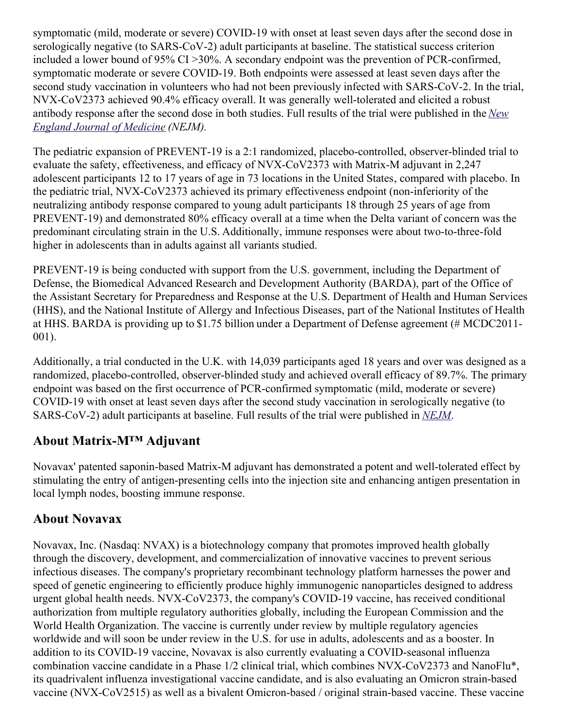symptomatic (mild, moderate or severe) COVID-19 with onset at least seven days after the second dose in serologically negative (to SARS-CoV-2) adult participants at baseline. The statistical success criterion included a lower bound of 95% CI >30%. A secondary endpoint was the prevention of PCR-confirmed, symptomatic moderate or severe COVID-19. Both endpoints were assessed at least seven days after the second study vaccination in volunteers who had not been previously infected with SARS-CoV-2. In the trial, NVX-CoV2373 achieved 90.4% efficacy overall. It was generally well-tolerated and elicited a robust antibody response after the second dose in both studies. Full results of the trial were published in the *New England Journal of Medicine (NEJM)*.

The pediatric expansion of PREVENT-19 is a 2:1 randomized, placebo-controlled, observer-blinded trial to evaluate the safety, effectiveness, and efficacy of NVX-CoV2373 with Matrix-M adjuvant in 2,247 adolescent participants 12 to 17 years of age in 73 locations in the United States, compared with placebo. In the pediatric trial, NVX-CoV2373 achieved its primary effectiveness endpoint (non-inferiority of the neutralizing antibody response compared to young adult participants 18 through 25 years of age from PREVENT-19) and demonstrated 80% efficacy overall at a time when the Delta variant of concern was the predominant circulating strain in the U.S. Additionally, immune responses were about two-to-three-fold higher in adolescents than in adults against all variants studied.

PREVENT-19 is being conducted with support from the U.S. government, including the Department of Defense, the Biomedical Advanced Research and Development Authority (BARDA), part of the Office of the Assistant Secretary for Preparedness and Response at the U.S. Department of Health and Human Services (HHS), and the National Institute of Allergy and Infectious Diseases, part of the National Institutes of Health at HHS. BARDA is providing up to $1.75 billion under a Department of Defense agreement (# MCDC2011-001).

Additionally, a trial conducted in the U.K. with 14,039 participants aged 18 years and over was designed as a randomized, placebo-controlled, observer-blinded study and achieved overall efficacy of 89.7%. The primary endpoint was based on the first occurrence of PCR-confirmed symptomatic (mild, moderate or severe) COVID-19 with onset at least seven days after the second study vaccination in serologically negative (to SARS-CoV-2) adult participants at baseline. Full results of the trial were published in *NEJM*.

## About Matrix-M™ Adjuvant

Novavax' patented saponin-based Matrix-M adjuvant has demonstrated a potent and well-tolerated effect by stimulating the entry of antigen-presenting cells into the injection site and enhancing antigen presentation in local lymph nodes, boosting immune response.

## About Novavax

Novavax, Inc. (Nasdaq: NVAX) is a biotechnology company that promotes improved health globally through the discovery, development, and commercialization of innovative vaccines to prevent serious infectious diseases. The company's proprietary recombinant technology platform harnesses the power and speed of genetic engineering to efficiently produce highly immunogenic nanoparticles designed to address urgent global health needs. NVX-CoV2373, the company's COVID-19 vaccine, has received conditional authorization from multiple regulatory authorities globally, including the European Commission and the World Health Organization. The vaccine is currently under review by multiple regulatory agencies worldwide and will soon be under review in the U.S. for use in adults, adolescents and as a booster. In addition to its COVID-19 vaccine, Novavax is also currently evaluating a COVID-seasonal influenza combination vaccine candidate in a Phase 1/2 clinical trial, which combines NVX-CoV2373 and NanoFlu*, its quadrivalent influenza investigational vaccine candidate, and is also evaluating an Omicron strain-based vaccine (NVX-CoV2515) as well as a bivalent Omicron-based / original strain-based vaccine. These vaccine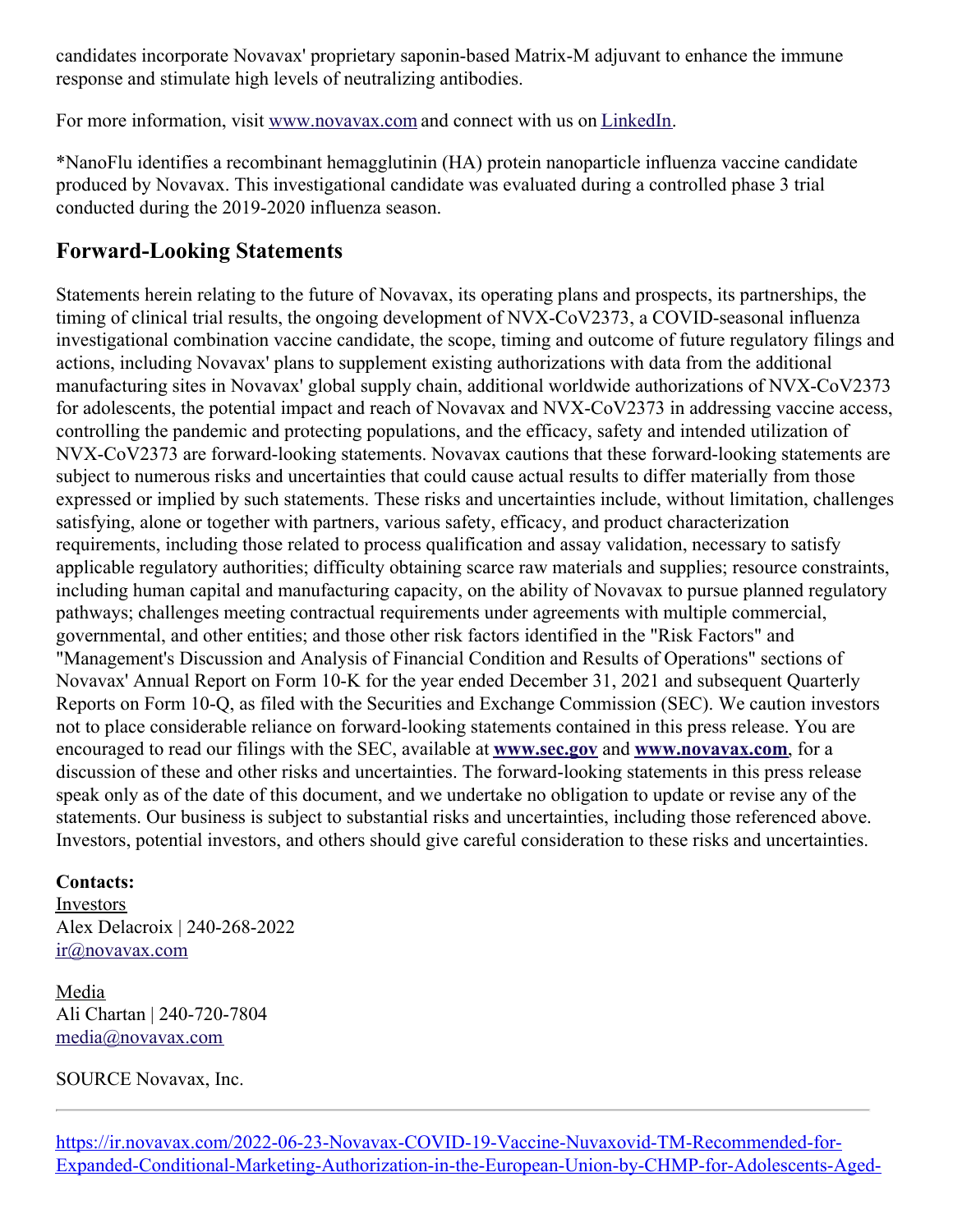candidates incorporate Novavax' proprietary saponin-based Matrix-M adjuvant to enhance the immune response and stimulate high levels of neutralizing antibodies.

For more information, visit [www.novavax.com](http://www.novavax.com) and connect with us on [LinkedIn](#).

*NanoFlu identifies a recombinant hemagglutinin (HA) protein nanoparticle influenza vaccine candidate produced by Novavax. This investigational candidate was evaluated during a controlled phase 3 trial conducted during the 2019-2020 influenza season.

## Forward-Looking Statements

Statements herein relating to the future of Novavax, its operating plans and prospects, its partnerships, the timing of clinical trial results, the ongoing development of NVX-CoV2373, a COVID-seasonal influenza investigational combination vaccine candidate, the scope, timing and outcome of future regulatory filings and actions, including Novavax' plans to supplement existing authorizations with data from the additional manufacturing sites in Novavax' global supply chain, additional worldwide authorizations of NVX-CoV2373 for adolescents, the potential impact and reach of Novavax and NVX-CoV2373 in addressing vaccine access, controlling the pandemic and protecting populations, and the efficacy, safety and intended utilization of NVX-CoV2373 are forward-looking statements. Novavax cautions that these forward-looking statements are subject to numerous risks and uncertainties that could cause actual results to differ materially from those expressed or implied by such statements. These risks and uncertainties include, without limitation, challenges satisfying, alone or together with partners, various safety, efficacy, and product characterization requirements, including those related to process qualification and assay validation, necessary to satisfy applicable regulatory authorities; difficulty obtaining scarce raw materials and supplies; resource constraints, including human capital and manufacturing capacity, on the ability of Novavax to pursue planned regulatory pathways; challenges meeting contractual requirements under agreements with multiple commercial, governmental, and other entities; and those other risk factors identified in the "Risk Factors" and "Management's Discussion and Analysis of Financial Condition and Results of Operations" sections of Novavax' Annual Report on Form 10-K for the year ended December 31, 2021 and subsequent Quarterly Reports on Form 10-Q, as filed with the Securities and Exchange Commission (SEC). We caution investors not to place considerable reliance on forward-looking statements contained in this press release. You are encouraged to read our filings with the SEC, available at **[www.sec.gov](http://www.sec.gov)** and **[www.novavax.com](http://www.novavax.com)**, for a discussion of these and other risks and uncertainties. The forward-looking statements in this press release speak only as of the date of this document, and we undertake no obligation to update or revise any of the statements. Our business is subject to substantial risks and uncertainties, including those referenced above. Investors, potential investors, and others should give careful consideration to these risks and uncertainties.

**Contacts:**
Investors
Alex Delacroix | 240-268-2022
[ir@novavax.com](mailto:ir@novavax.com)

Media
Ali Chartan | 240-720-7804
[media@novavax.com](mailto:media@novavax.com)

SOURCE Novavax, Inc.

---

https://ir.novavax.com/2022-06-23-Novavax-COVID-19-Vaccine-Nuvaxovid-TM-Recommended-for-Expanded-Conditional-Marketing-Authorization-in-the-European-Union-by-CHMP-for-Adolescents-Aged-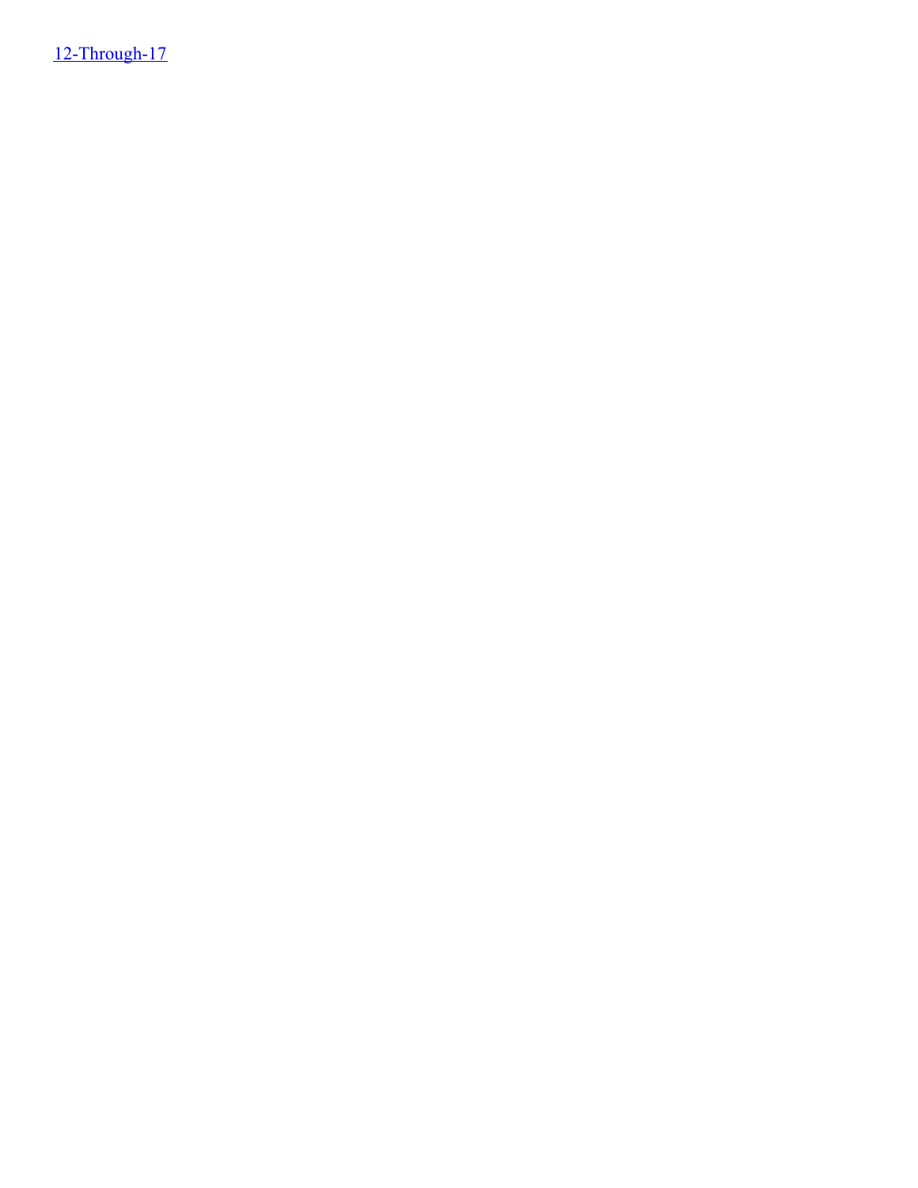12-Through-17